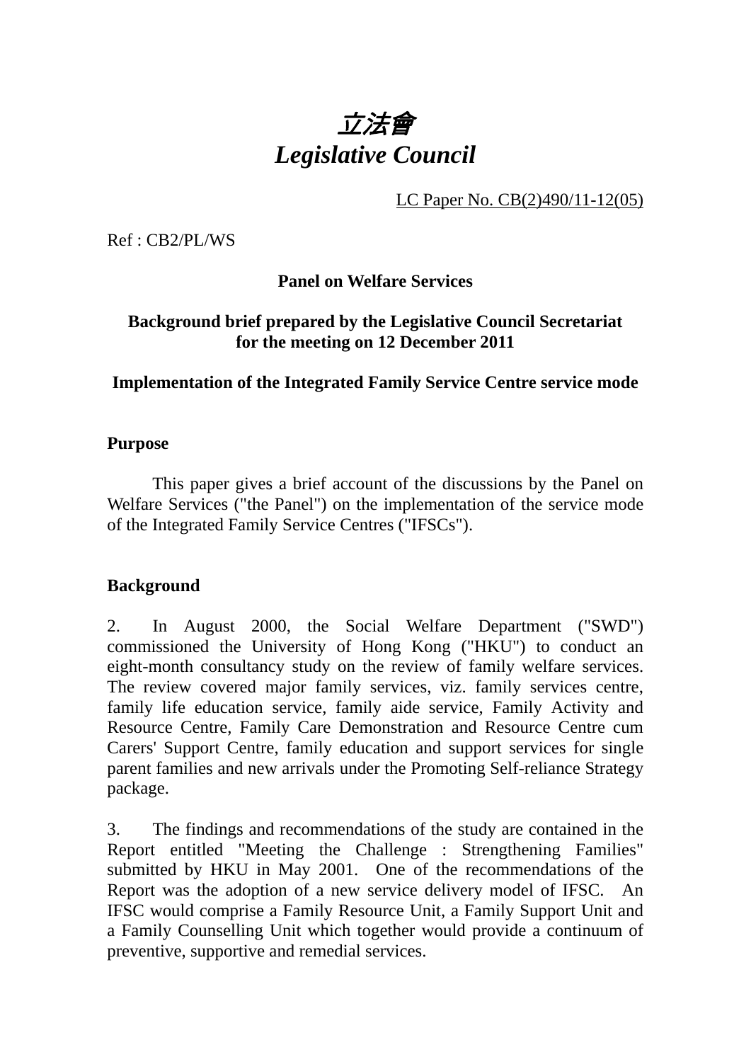# *立法會*
# *Legislative Council*

LC Paper No. CB(2)490/11-12(05)

Ref : CB2/PL/WS

**Panel on Welfare Services**

**Background brief prepared by the Legislative Council Secretariat for the meeting on 12 December 2011**

**Implementation of the Integrated Family Service Centre service mode**

## Purpose

This paper gives a brief account of the discussions by the Panel on Welfare Services ("the Panel") on the implementation of the service mode of the Integrated Family Service Centres ("IFSCs").

## Background

2. In August 2000, the Social Welfare Department ("SWD") commissioned the University of Hong Kong ("HKU") to conduct an eight-month consultancy study on the review of family welfare services. The review covered major family services, viz. family services centre, family life education service, family aide service, Family Activity and Resource Centre, Family Care Demonstration and Resource Centre cum Carers' Support Centre, family education and support services for single parent families and new arrivals under the Promoting Self-reliance Strategy package.

3. The findings and recommendations of the study are contained in the Report entitled "Meeting the Challenge : Strengthening Families" submitted by HKU in May 2001. One of the recommendations of the Report was the adoption of a new service delivery model of IFSC. An IFSC would comprise a Family Resource Unit, a Family Support Unit and a Family Counselling Unit which together would provide a continuum of preventive, supportive and remedial services.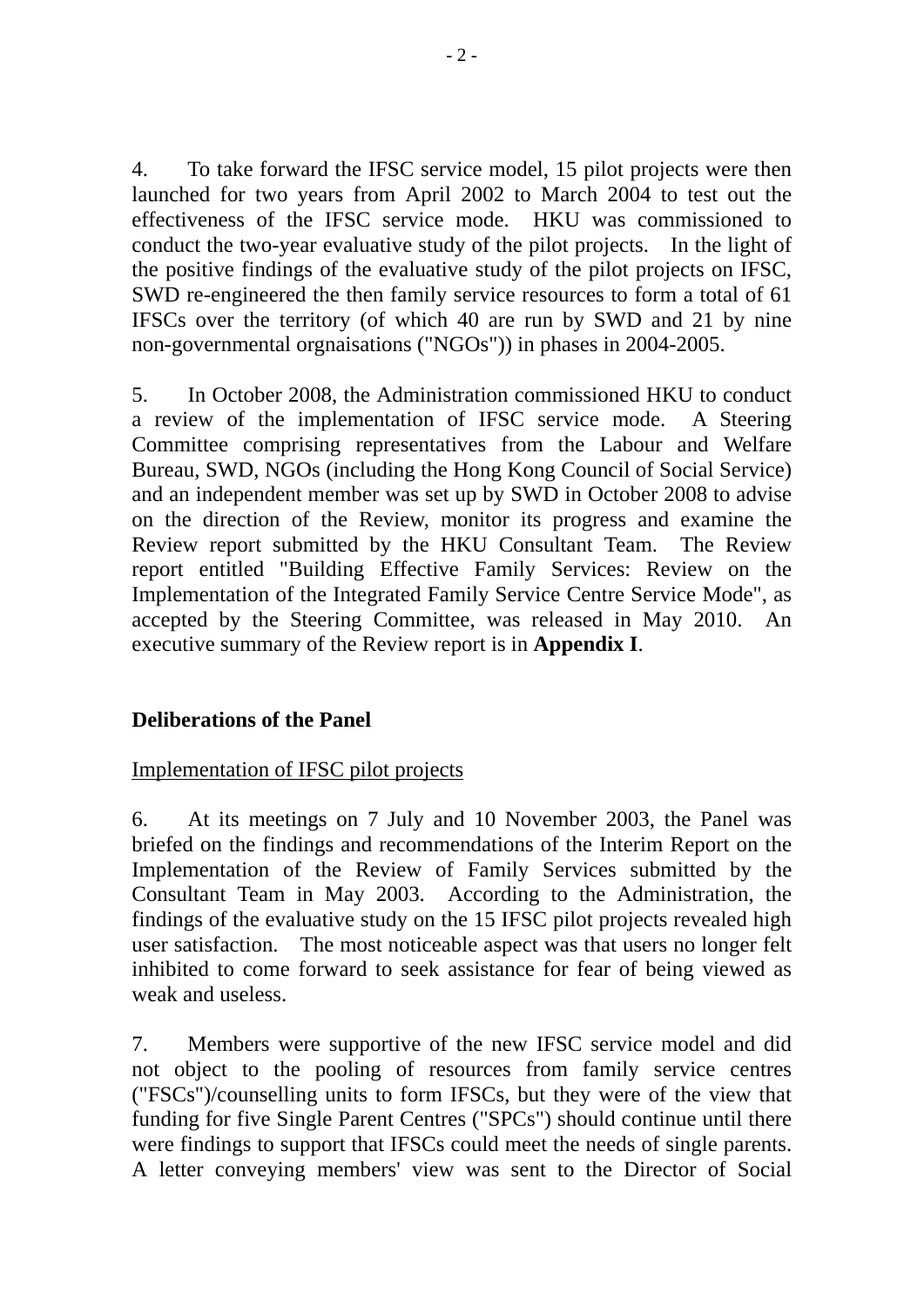4. To take forward the IFSC service model, 15 pilot projects were then launched for two years from April 2002 to March 2004 to test out the effectiveness of the IFSC service mode. HKU was commissioned to conduct the two-year evaluative study of the pilot projects. In the light of the positive findings of the evaluative study of the pilot projects on IFSC, SWD re-engineered the then family service resources to form a total of 61 IFSCs over the territory (of which 40 are run by SWD and 21 by nine non-governmental orgnaisations ("NGOs")) in phases in 2004-2005.

5. In October 2008, the Administration commissioned HKU to conduct a review of the implementation of IFSC service mode. A Steering Committee comprising representatives from the Labour and Welfare Bureau, SWD, NGOs (including the Hong Kong Council of Social Service) and an independent member was set up by SWD in October 2008 to advise on the direction of the Review, monitor its progress and examine the Review report submitted by the HKU Consultant Team. The Review report entitled "Building Effective Family Services: Review on the Implementation of the Integrated Family Service Centre Service Mode", as accepted by the Steering Committee, was released in May 2010. An executive summary of the Review report is in **Appendix I**.

**Deliberations of the Panel**

Implementation of IFSC pilot projects

6. At its meetings on 7 July and 10 November 2003, the Panel was briefed on the findings and recommendations of the Interim Report on the Implementation of the Review of Family Services submitted by the Consultant Team in May 2003. According to the Administration, the findings of the evaluative study on the 15 IFSC pilot projects revealed high user satisfaction. The most noticeable aspect was that users no longer felt inhibited to come forward to seek assistance for fear of being viewed as weak and useless.

7. Members were supportive of the new IFSC service model and did not object to the pooling of resources from family service centres ("FSCs")/counselling units to form IFSCs, but they were of the view that funding for five Single Parent Centres ("SPCs") should continue until there were findings to support that IFSCs could meet the needs of single parents. A letter conveying members' view was sent to the Director of Social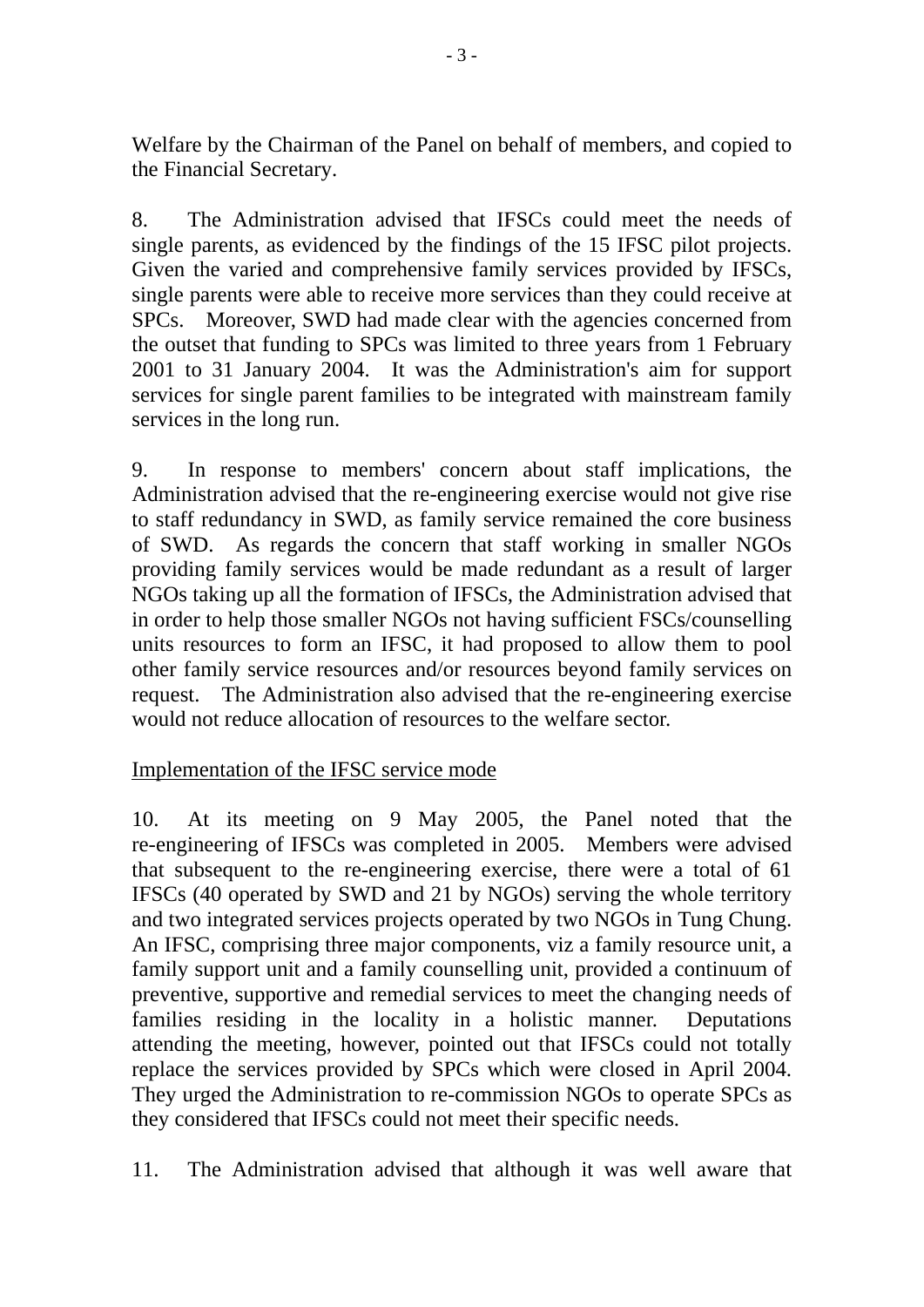Welfare by the Chairman of the Panel on behalf of members, and copied to the Financial Secretary.

8. The Administration advised that IFSCs could meet the needs of single parents, as evidenced by the findings of the 15 IFSC pilot projects. Given the varied and comprehensive family services provided by IFSCs, single parents were able to receive more services than they could receive at SPCs. Moreover, SWD had made clear with the agencies concerned from the outset that funding to SPCs was limited to three years from 1 February 2001 to 31 January 2004. It was the Administration's aim for support services for single parent families to be integrated with mainstream family services in the long run.

9. In response to members' concern about staff implications, the Administration advised that the re-engineering exercise would not give rise to staff redundancy in SWD, as family service remained the core business of SWD. As regards the concern that staff working in smaller NGOs providing family services would be made redundant as a result of larger NGOs taking up all the formation of IFSCs, the Administration advised that in order to help those smaller NGOs not having sufficient FSCs/counselling units resources to form an IFSC, it had proposed to allow them to pool other family service resources and/or resources beyond family services on request. The Administration also advised that the re-engineering exercise would not reduce allocation of resources to the welfare sector.

<u>Implementation of the IFSC service mode</u>

10. At its meeting on 9 May 2005, the Panel noted that the re-engineering of IFSCs was completed in 2005. Members were advised that subsequent to the re-engineering exercise, there were a total of 61 IFSCs (40 operated by SWD and 21 by NGOs) serving the whole territory and two integrated services projects operated by two NGOs in Tung Chung. An IFSC, comprising three major components, viz a family resource unit, a family support unit and a family counselling unit, provided a continuum of preventive, supportive and remedial services to meet the changing needs of families residing in the locality in a holistic manner. Deputations attending the meeting, however, pointed out that IFSCs could not totally replace the services provided by SPCs which were closed in April 2004. They urged the Administration to re-commission NGOs to operate SPCs as they considered that IFSCs could not meet their specific needs.

11. The Administration advised that although it was well aware that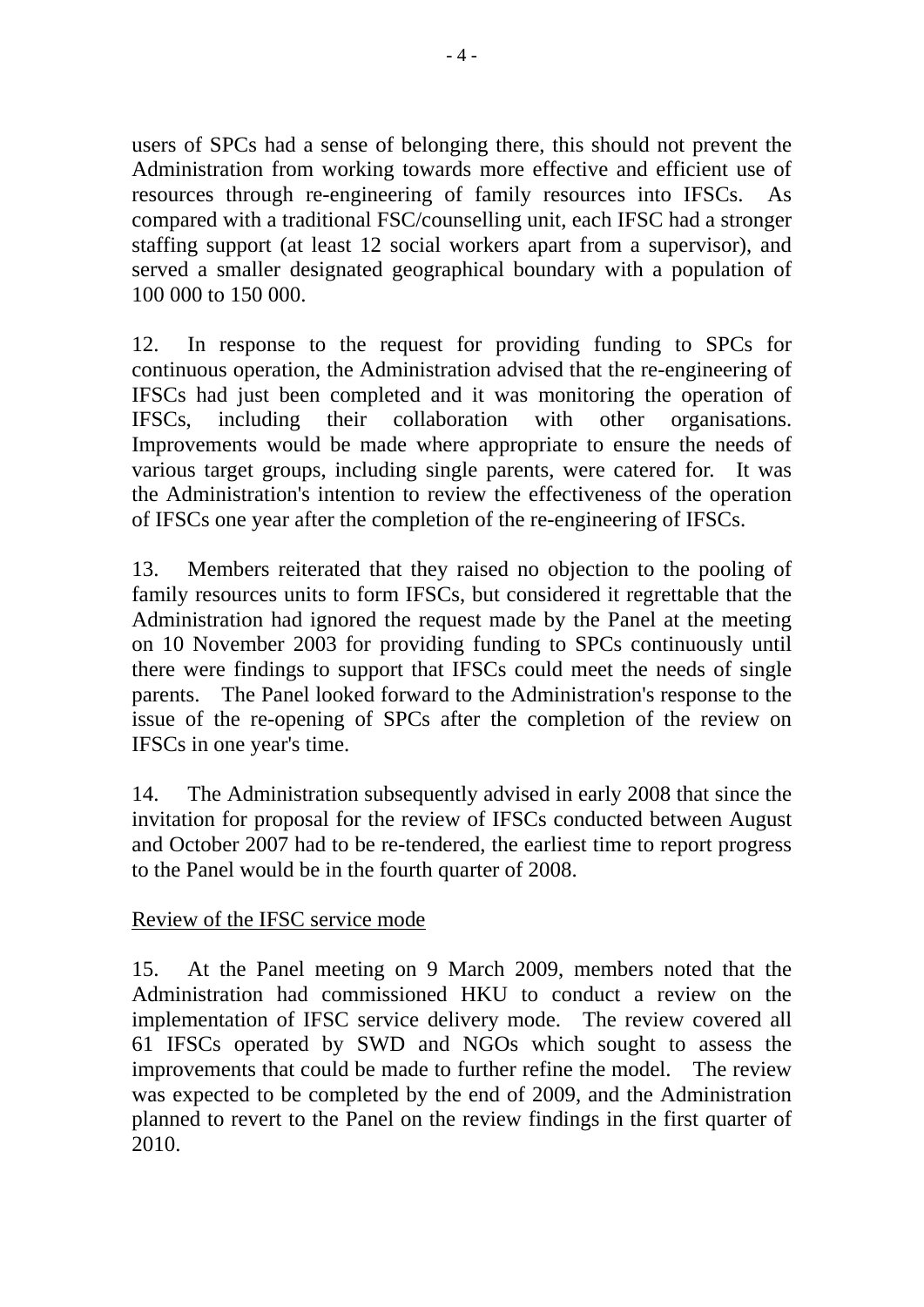users of SPCs had a sense of belonging there, this should not prevent the Administration from working towards more effective and efficient use of resources through re-engineering of family resources into IFSCs. As compared with a traditional FSC/counselling unit, each IFSC had a stronger staffing support (at least 12 social workers apart from a supervisor), and served a smaller designated geographical boundary with a population of 100 000 to 150 000.

12. In response to the request for providing funding to SPCs for continuous operation, the Administration advised that the re-engineering of IFSCs had just been completed and it was monitoring the operation of IFSCs, including their collaboration with other organisations. Improvements would be made where appropriate to ensure the needs of various target groups, including single parents, were catered for. It was the Administration's intention to review the effectiveness of the operation of IFSCs one year after the completion of the re-engineering of IFSCs.

13. Members reiterated that they raised no objection to the pooling of family resources units to form IFSCs, but considered it regrettable that the Administration had ignored the request made by the Panel at the meeting on 10 November 2003 for providing funding to SPCs continuously until there were findings to support that IFSCs could meet the needs of single parents. The Panel looked forward to the Administration's response to the issue of the re-opening of SPCs after the completion of the review on IFSCs in one year's time.

14. The Administration subsequently advised in early 2008 that since the invitation for proposal for the review of IFSCs conducted between August and October 2007 had to be re-tendered, the earliest time to report progress to the Panel would be in the fourth quarter of 2008.

Review of the IFSC service mode

15. At the Panel meeting on 9 March 2009, members noted that the Administration had commissioned HKU to conduct a review on the implementation of IFSC service delivery mode. The review covered all 61 IFSCs operated by SWD and NGOs which sought to assess the improvements that could be made to further refine the model. The review was expected to be completed by the end of 2009, and the Administration planned to revert to the Panel on the review findings in the first quarter of 2010.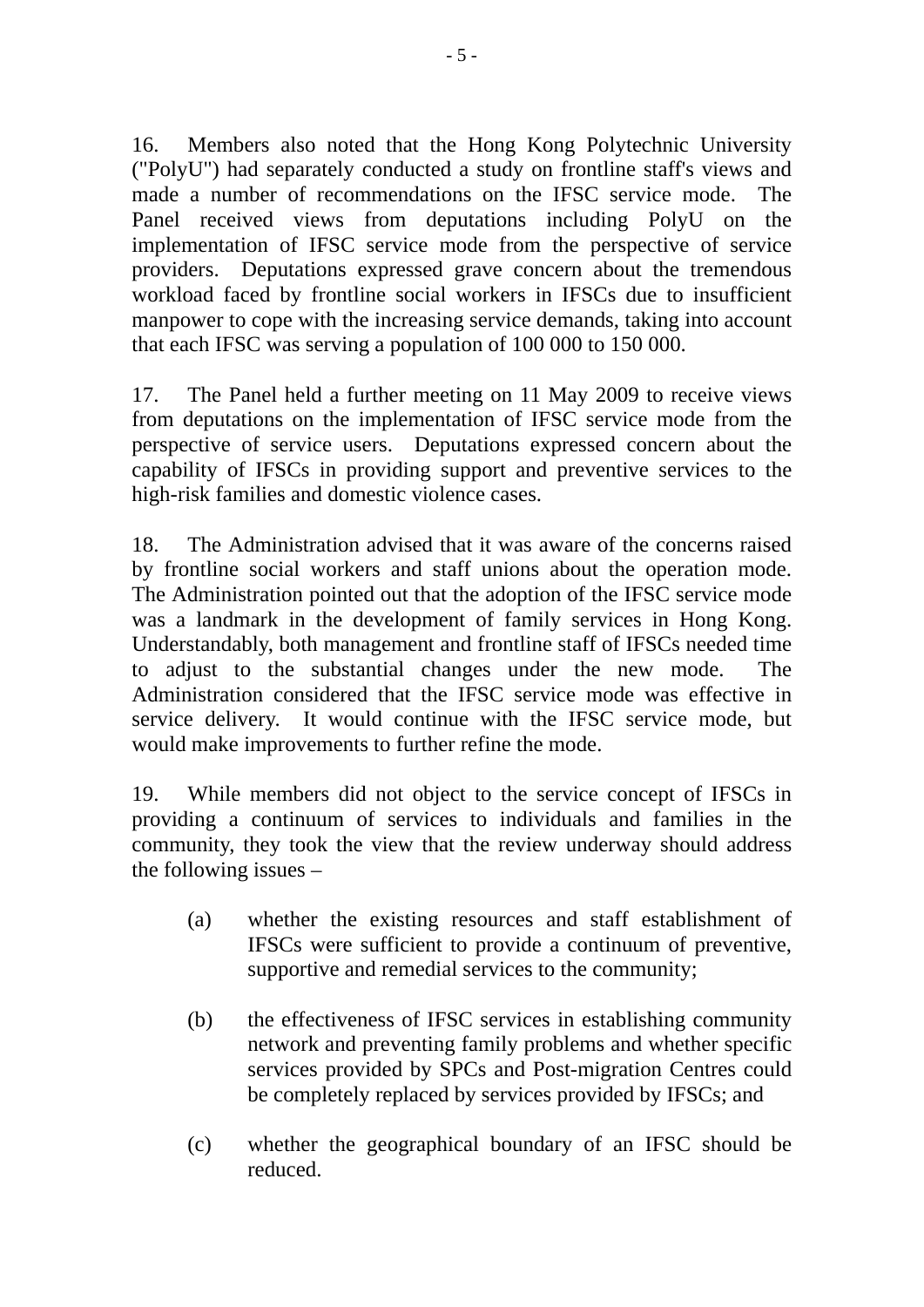16. Members also noted that the Hong Kong Polytechnic University ("PolyU") had separately conducted a study on frontline staff's views and made a number of recommendations on the IFSC service mode. The Panel received views from deputations including PolyU on the implementation of IFSC service mode from the perspective of service providers. Deputations expressed grave concern about the tremendous workload faced by frontline social workers in IFSCs due to insufficient manpower to cope with the increasing service demands, taking into account that each IFSC was serving a population of 100 000 to 150 000.

17. The Panel held a further meeting on 11 May 2009 to receive views from deputations on the implementation of IFSC service mode from the perspective of service users. Deputations expressed concern about the capability of IFSCs in providing support and preventive services to the high-risk families and domestic violence cases.

18. The Administration advised that it was aware of the concerns raised by frontline social workers and staff unions about the operation mode. The Administration pointed out that the adoption of the IFSC service mode was a landmark in the development of family services in Hong Kong. Understandably, both management and frontline staff of IFSCs needed time to adjust to the substantial changes under the new mode. The Administration considered that the IFSC service mode was effective in service delivery. It would continue with the IFSC service mode, but would make improvements to further refine the mode.

19. While members did not object to the service concept of IFSCs in providing a continuum of services to individuals and families in the community, they took the view that the review underway should address the following issues –

(a) whether the existing resources and staff establishment of IFSCs were sufficient to provide a continuum of preventive, supportive and remedial services to the community;

(b) the effectiveness of IFSC services in establishing community network and preventing family problems and whether specific services provided by SPCs and Post-migration Centres could be completely replaced by services provided by IFSCs; and

(c) whether the geographical boundary of an IFSC should be reduced.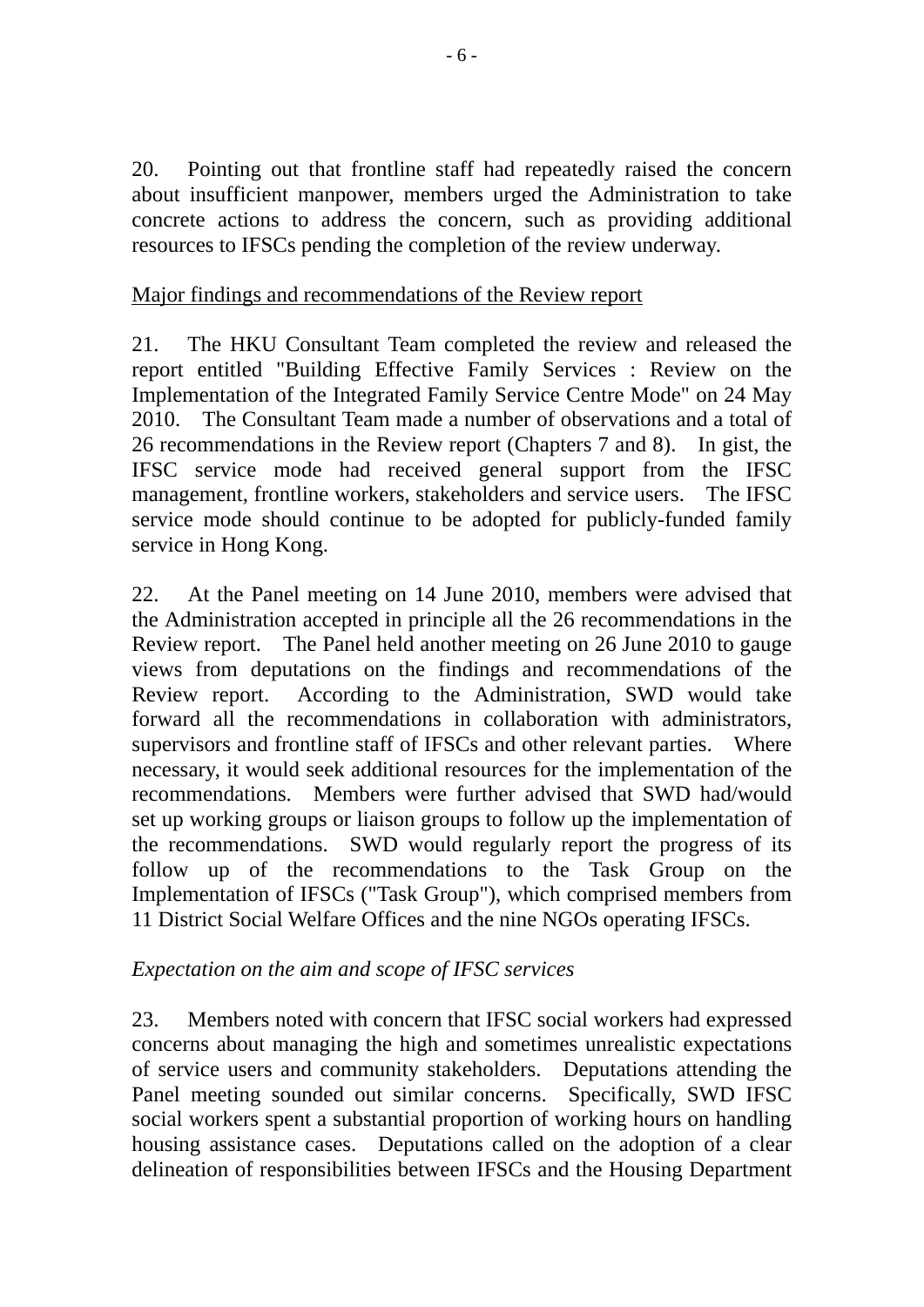20. Pointing out that frontline staff had repeatedly raised the concern about insufficient manpower, members urged the Administration to take concrete actions to address the concern, such as providing additional resources to IFSCs pending the completion of the review underway.

<u>Major findings and recommendations of the Review report</u>

21. The HKU Consultant Team completed the review and released the report entitled "Building Effective Family Services : Review on the Implementation of the Integrated Family Service Centre Mode" on 24 May 2010. The Consultant Team made a number of observations and a total of 26 recommendations in the Review report (Chapters 7 and 8). In gist, the IFSC service mode had received general support from the IFSC management, frontline workers, stakeholders and service users. The IFSC service mode should continue to be adopted for publicly-funded family service in Hong Kong.

22. At the Panel meeting on 14 June 2010, members were advised that the Administration accepted in principle all the 26 recommendations in the Review report. The Panel held another meeting on 26 June 2010 to gauge views from deputations on the findings and recommendations of the Review report. According to the Administration, SWD would take forward all the recommendations in collaboration with administrators, supervisors and frontline staff of IFSCs and other relevant parties. Where necessary, it would seek additional resources for the implementation of the recommendations. Members were further advised that SWD had/would set up working groups or liaison groups to follow up the implementation of the recommendations. SWD would regularly report the progress of its follow up of the recommendations to the Task Group on the Implementation of IFSCs ("Task Group"), which comprised members from 11 District Social Welfare Offices and the nine NGOs operating IFSCs.

*Expectation on the aim and scope of IFSC services*

23. Members noted with concern that IFSC social workers had expressed concerns about managing the high and sometimes unrealistic expectations of service users and community stakeholders. Deputations attending the Panel meeting sounded out similar concerns. Specifically, SWD IFSC social workers spent a substantial proportion of working hours on handling housing assistance cases. Deputations called on the adoption of a clear delineation of responsibilities between IFSCs and the Housing Department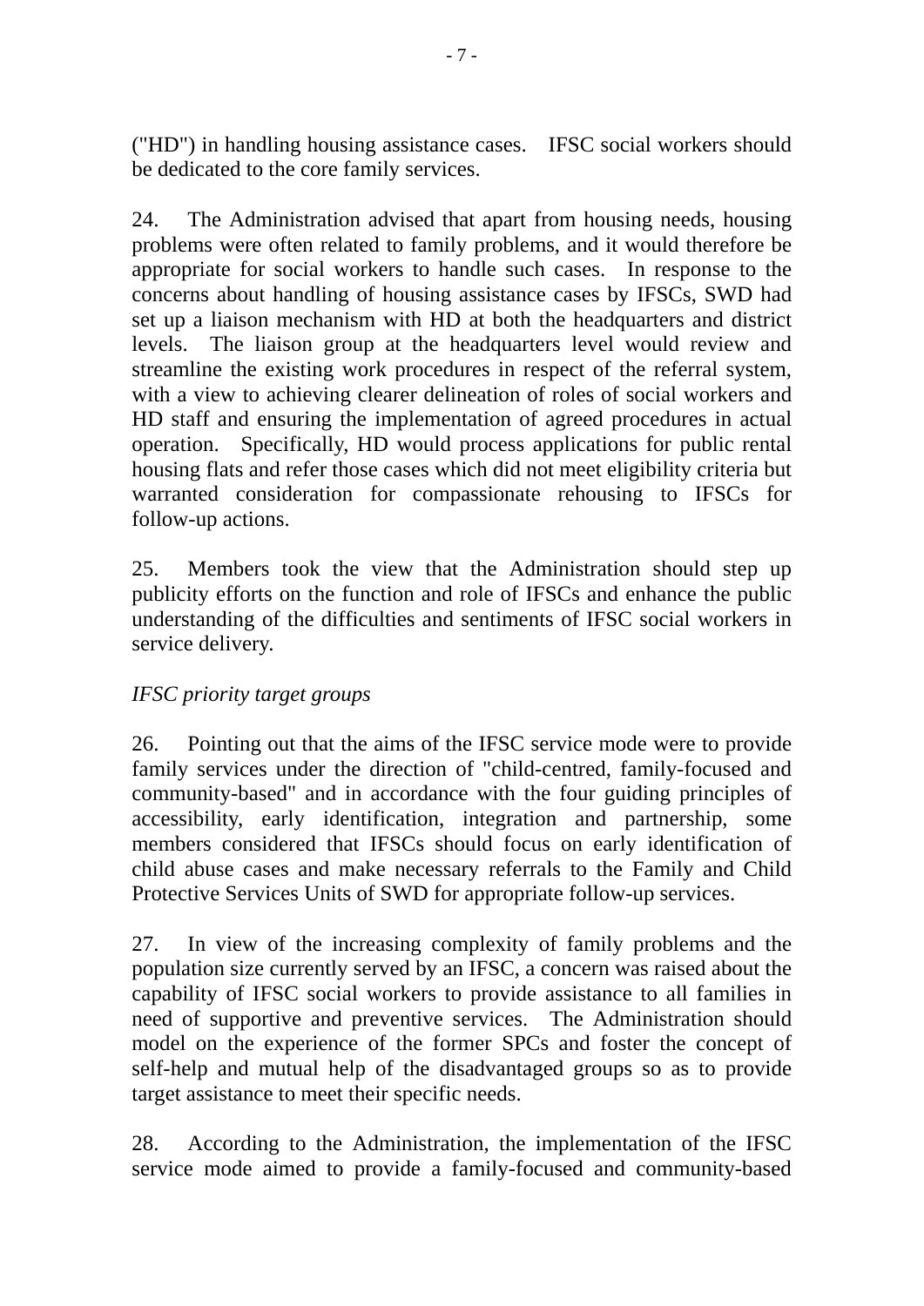("HD") in handling housing assistance cases. IFSC social workers should be dedicated to the core family services.

24. The Administration advised that apart from housing needs, housing problems were often related to family problems, and it would therefore be appropriate for social workers to handle such cases. In response to the concerns about handling of housing assistance cases by IFSCs, SWD had set up a liaison mechanism with HD at both the headquarters and district levels. The liaison group at the headquarters level would review and streamline the existing work procedures in respect of the referral system, with a view to achieving clearer delineation of roles of social workers and HD staff and ensuring the implementation of agreed procedures in actual operation. Specifically, HD would process applications for public rental housing flats and refer those cases which did not meet eligibility criteria but warranted consideration for compassionate rehousing to IFSCs for follow-up actions.

25. Members took the view that the Administration should step up publicity efforts on the function and role of IFSCs and enhance the public understanding of the difficulties and sentiments of IFSC social workers in service delivery.

*IFSC priority target groups*

26. Pointing out that the aims of the IFSC service mode were to provide family services under the direction of "child-centred, family-focused and community-based" and in accordance with the four guiding principles of accessibility, early identification, integration and partnership, some members considered that IFSCs should focus on early identification of child abuse cases and make necessary referrals to the Family and Child Protective Services Units of SWD for appropriate follow-up services.

27. In view of the increasing complexity of family problems and the population size currently served by an IFSC, a concern was raised about the capability of IFSC social workers to provide assistance to all families in need of supportive and preventive services. The Administration should model on the experience of the former SPCs and foster the concept of self-help and mutual help of the disadvantaged groups so as to provide target assistance to meet their specific needs.

28. According to the Administration, the implementation of the IFSC service mode aimed to provide a family-focused and community-based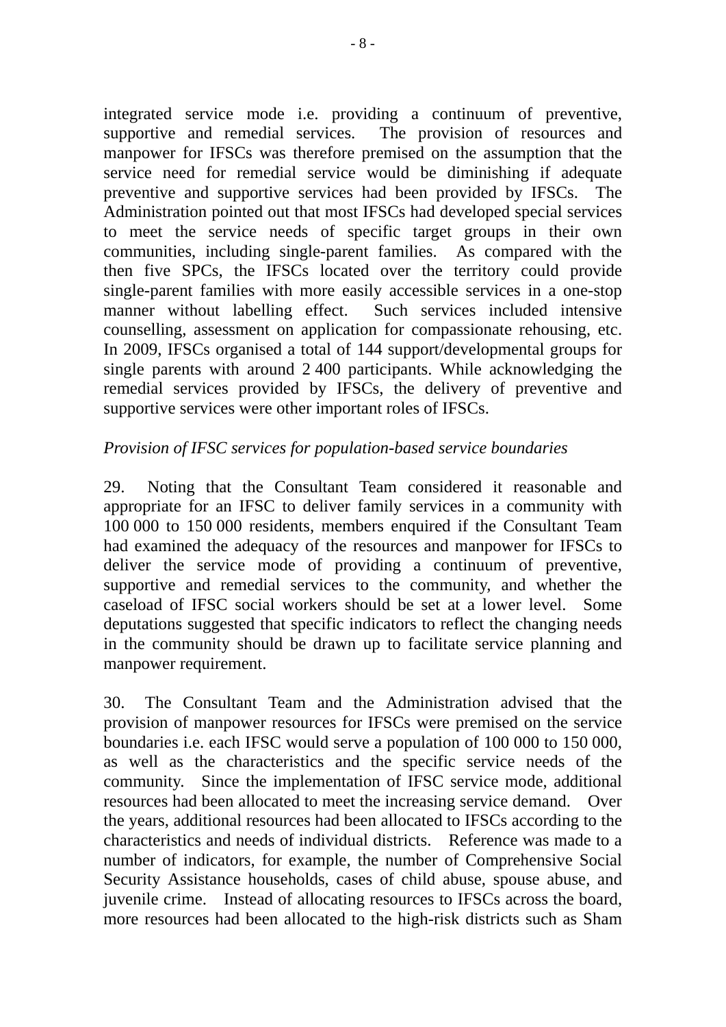integrated service mode i.e. providing a continuum of preventive, supportive and remedial services. The provision of resources and manpower for IFSCs was therefore premised on the assumption that the service need for remedial service would be diminishing if adequate preventive and supportive services had been provided by IFSCs. The Administration pointed out that most IFSCs had developed special services to meet the service needs of specific target groups in their own communities, including single-parent families. As compared with the then five SPCs, the IFSCs located over the territory could provide single-parent families with more easily accessible services in a one-stop manner without labelling effect. Such services included intensive counselling, assessment on application for compassionate rehousing, etc. In 2009, IFSCs organised a total of 144 support/developmental groups for single parents with around 2 400 participants. While acknowledging the remedial services provided by IFSCs, the delivery of preventive and supportive services were other important roles of IFSCs.

*Provision of IFSC services for population-based service boundaries*

29. Noting that the Consultant Team considered it reasonable and appropriate for an IFSC to deliver family services in a community with 100 000 to 150 000 residents, members enquired if the Consultant Team had examined the adequacy of the resources and manpower for IFSCs to deliver the service mode of providing a continuum of preventive, supportive and remedial services to the community, and whether the caseload of IFSC social workers should be set at a lower level. Some deputations suggested that specific indicators to reflect the changing needs in the community should be drawn up to facilitate service planning and manpower requirement.

30. The Consultant Team and the Administration advised that the provision of manpower resources for IFSCs were premised on the service boundaries i.e. each IFSC would serve a population of 100 000 to 150 000, as well as the characteristics and the specific service needs of the community. Since the implementation of IFSC service mode, additional resources had been allocated to meet the increasing service demand. Over the years, additional resources had been allocated to IFSCs according to the characteristics and needs of individual districts. Reference was made to a number of indicators, for example, the number of Comprehensive Social Security Assistance households, cases of child abuse, spouse abuse, and juvenile crime. Instead of allocating resources to IFSCs across the board, more resources had been allocated to the high-risk districts such as Sham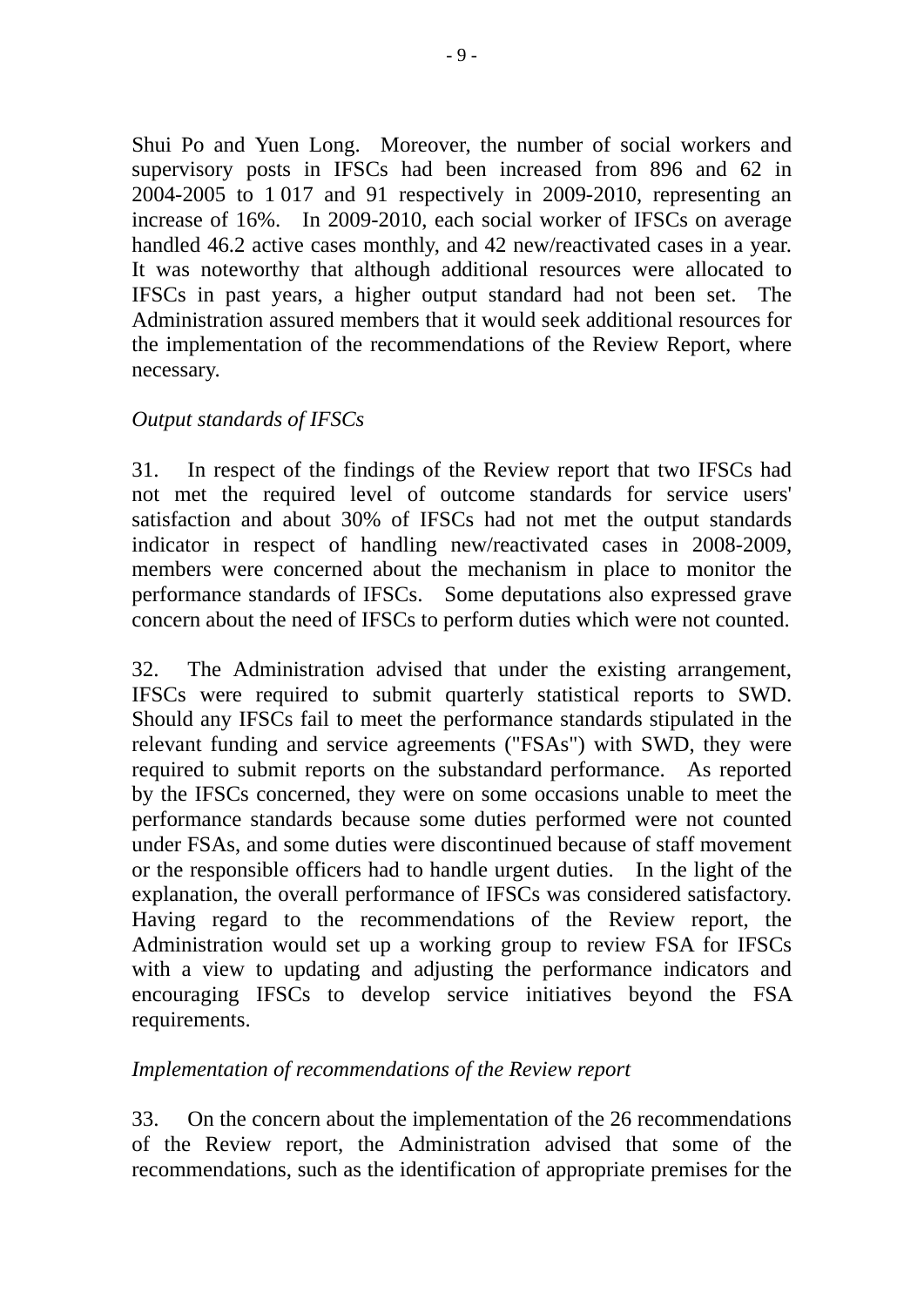Shui Po and Yuen Long. Moreover, the number of social workers and supervisory posts in IFSCs had been increased from 896 and 62 in 2004-2005 to 1 017 and 91 respectively in 2009-2010, representing an increase of 16%. In 2009-2010, each social worker of IFSCs on average handled 46.2 active cases monthly, and 42 new/reactivated cases in a year. It was noteworthy that although additional resources were allocated to IFSCs in past years, a higher output standard had not been set. The Administration assured members that it would seek additional resources for the implementation of the recommendations of the Review Report, where necessary.

*Output standards of IFSCs*

31. In respect of the findings of the Review report that two IFSCs had not met the required level of outcome standards for service users' satisfaction and about 30% of IFSCs had not met the output standards indicator in respect of handling new/reactivated cases in 2008-2009, members were concerned about the mechanism in place to monitor the performance standards of IFSCs. Some deputations also expressed grave concern about the need of IFSCs to perform duties which were not counted.

32. The Administration advised that under the existing arrangement, IFSCs were required to submit quarterly statistical reports to SWD. Should any IFSCs fail to meet the performance standards stipulated in the relevant funding and service agreements ("FSAs") with SWD, they were required to submit reports on the substandard performance. As reported by the IFSCs concerned, they were on some occasions unable to meet the performance standards because some duties performed were not counted under FSAs, and some duties were discontinued because of staff movement or the responsible officers had to handle urgent duties. In the light of the explanation, the overall performance of IFSCs was considered satisfactory. Having regard to the recommendations of the Review report, the Administration would set up a working group to review FSA for IFSCs with a view to updating and adjusting the performance indicators and encouraging IFSCs to develop service initiatives beyond the FSA requirements.

*Implementation of recommendations of the Review report*

33. On the concern about the implementation of the 26 recommendations of the Review report, the Administration advised that some of the recommendations, such as the identification of appropriate premises for the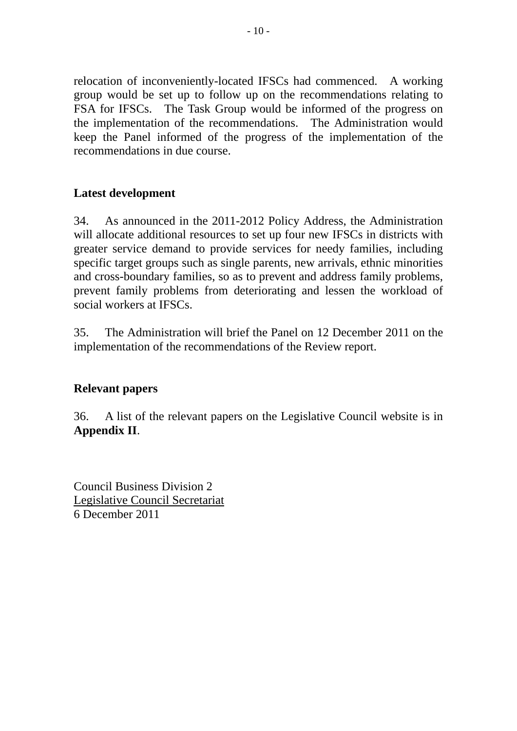relocation of inconveniently-located IFSCs had commenced. A working group would be set up to follow up on the recommendations relating to FSA for IFSCs. The Task Group would be informed of the progress on the implementation of the recommendations. The Administration would keep the Panel informed of the progress of the implementation of the recommendations in due course.

## Latest development

34. As announced in the 2011-2012 Policy Address, the Administration will allocate additional resources to set up four new IFSCs in districts with greater service demand to provide services for needy families, including specific target groups such as single parents, new arrivals, ethnic minorities and cross-boundary families, so as to prevent and address family problems, prevent family problems from deteriorating and lessen the workload of social workers at IFSCs.

35. The Administration will brief the Panel on 12 December 2011 on the implementation of the recommendations of the Review report.

## Relevant papers

36. A list of the relevant papers on the Legislative Council website is in **Appendix II**.

Council Business Division 2
Legislative Council Secretariat
6 December 2011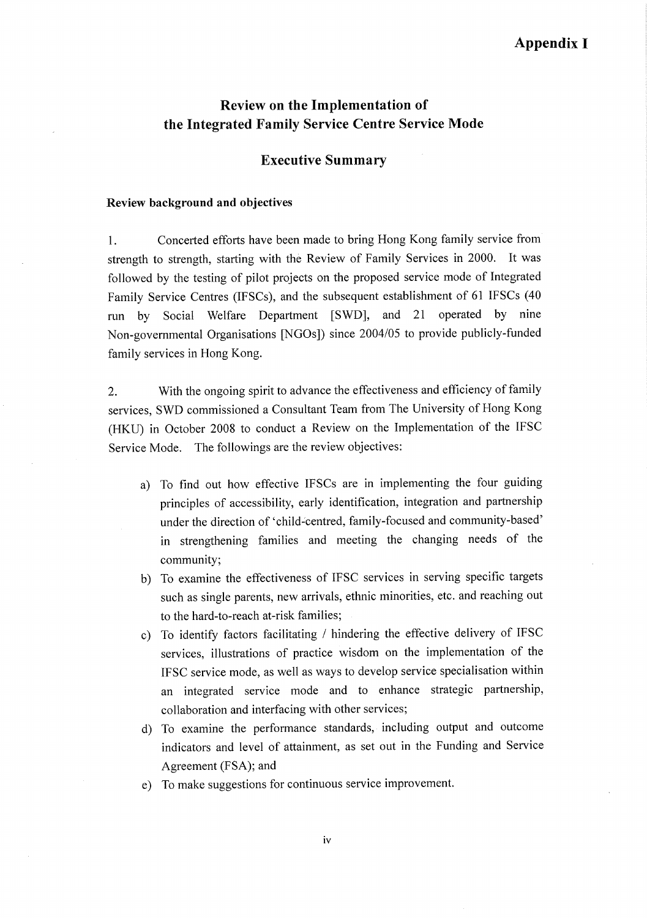**Appendix I**

# Review on the Implementation of the Integrated Family Service Centre Service Mode

## Executive Summary

### Review background and objectives

1. Concerted efforts have been made to bring Hong Kong family service from strength to strength, starting with the Review of Family Services in 2000. It was followed by the testing of pilot projects on the proposed service mode of Integrated Family Service Centres (IFSCs), and the subsequent establishment of 61 IFSCs (40 run by Social Welfare Department [SWD], and 21 operated by nine Non-governmental Organisations [NGOs]) since 2004/05 to provide publicly-funded family services in Hong Kong.

2. With the ongoing spirit to advance the effectiveness and efficiency of family services, SWD commissioned a Consultant Team from The University of Hong Kong (HKU) in October 2008 to conduct a Review on the Implementation of the IFSC Service Mode. The followings are the review objectives:

a) To find out how effective IFSCs are in implementing the four guiding principles of accessibility, early identification, integration and partnership under the direction of 'child-centred, family-focused and community-based' in strengthening families and meeting the changing needs of the community;

b) To examine the effectiveness of IFSC services in serving specific targets such as single parents, new arrivals, ethnic minorities, etc. and reaching out to the hard-to-reach at-risk families;

c) To identify factors facilitating / hindering the effective delivery of IFSC services, illustrations of practice wisdom on the implementation of the IFSC service mode, as well as ways to develop service specialisation within an integrated service mode and to enhance strategic partnership, collaboration and interfacing with other services;

d) To examine the performance standards, including output and outcome indicators and level of attainment, as set out in the Funding and Service Agreement (FSA); and

e) To make suggestions for continuous service improvement.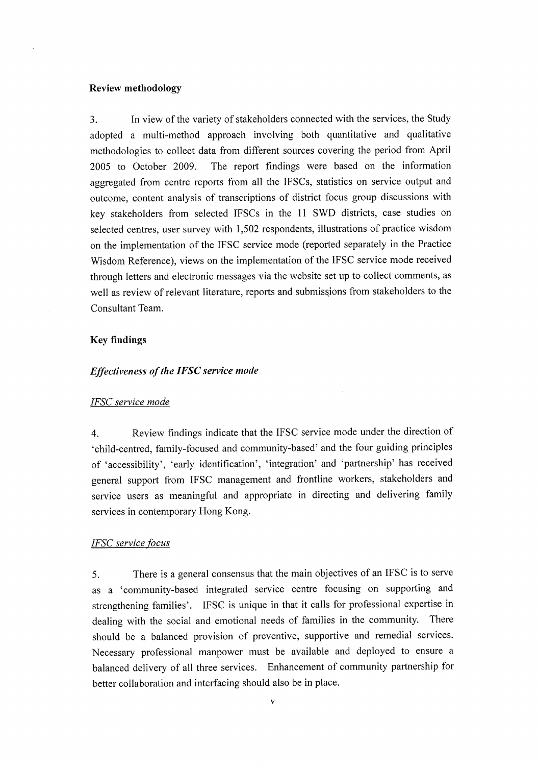**Review methodology**

3. In view of the variety of stakeholders connected with the services, the Study adopted a multi-method approach involving both quantitative and qualitative methodologies to collect data from different sources covering the period from April 2005 to October 2009. The report findings were based on the information aggregated from centre reports from all the IFSCs, statistics on service output and outcome, content analysis of transcriptions of district focus group discussions with key stakeholders from selected IFSCs in the 11 SWD districts, case studies on selected centres, user survey with 1,502 respondents, illustrations of practice wisdom on the implementation of the IFSC service mode (reported separately in the Practice Wisdom Reference), views on the implementation of the IFSC service mode received through letters and electronic messages via the website set up to collect comments, as well as review of relevant literature, reports and submissions from stakeholders to the Consultant Team.

**Key findings**

***Effectiveness of the IFSC service mode***

<u>IFSC service mode</u>

4. Review findings indicate that the IFSC service mode under the direction of 'child-centred, family-focused and community-based' and the four guiding principles of 'accessibility', 'early identification', 'integration' and 'partnership' has received general support from IFSC management and frontline workers, stakeholders and service users as meaningful and appropriate in directing and delivering family services in contemporary Hong Kong.

<u>IFSC service focus</u>

5. There is a general consensus that the main objectives of an IFSC is to serve as a 'community-based integrated service centre focusing on supporting and strengthening families'. IFSC is unique in that it calls for professional expertise in dealing with the social and emotional needs of families in the community. There should be a balanced provision of preventive, supportive and remedial services. Necessary professional manpower must be available and deployed to ensure a balanced delivery of all three services. Enhancement of community partnership for better collaboration and interfacing should also be in place.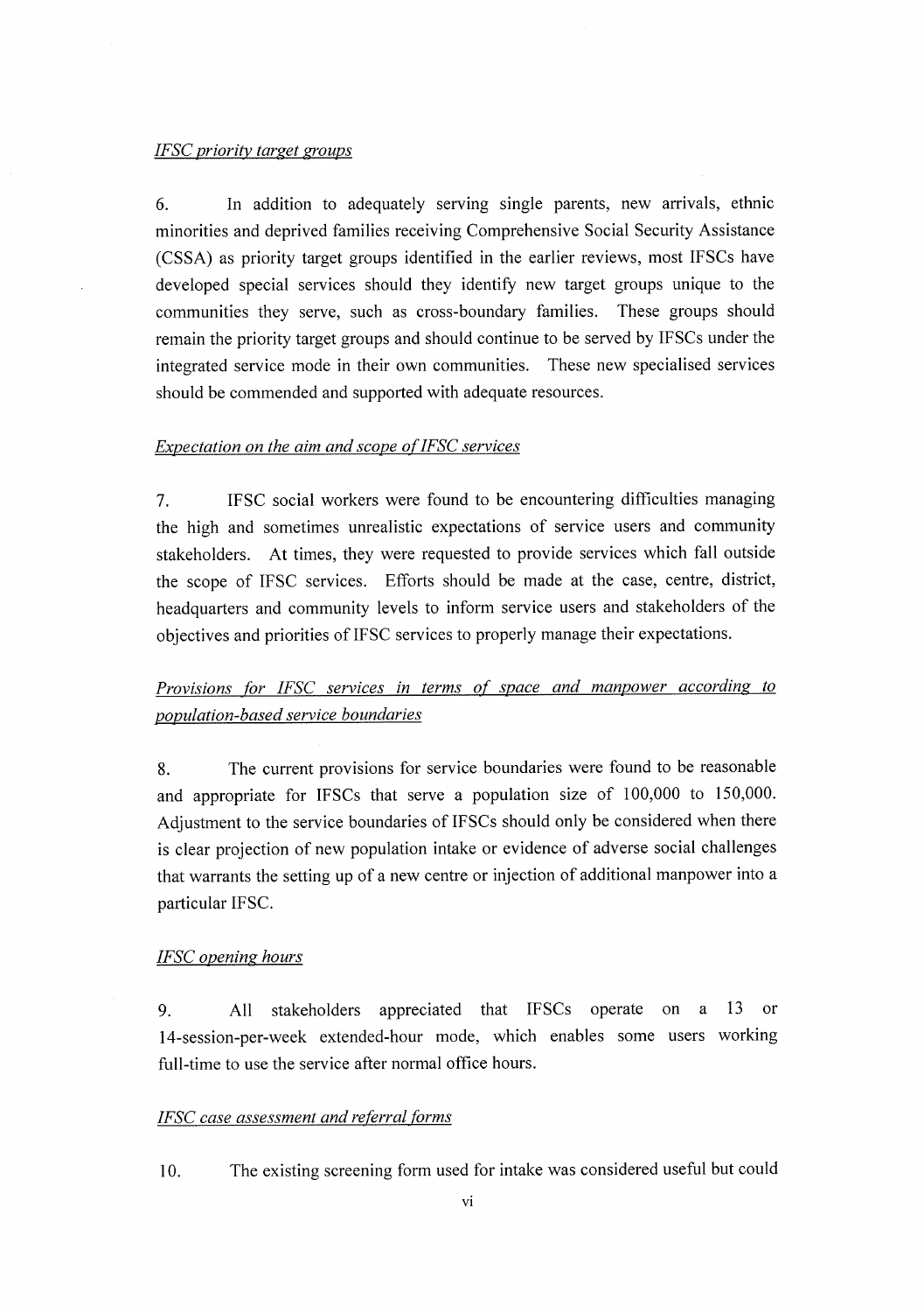*IFSC priority target groups*

6. In addition to adequately serving single parents, new arrivals, ethnic minorities and deprived families receiving Comprehensive Social Security Assistance (CSSA) as priority target groups identified in the earlier reviews, most IFSCs have developed special services should they identify new target groups unique to the communities they serve, such as cross-boundary families. These groups should remain the priority target groups and should continue to be served by IFSCs under the integrated service mode in their own communities. These new specialised services should be commended and supported with adequate resources.

*Expectation on the aim and scope of IFSC services*

7. IFSC social workers were found to be encountering difficulties managing the high and sometimes unrealistic expectations of service users and community stakeholders. At times, they were requested to provide services which fall outside the scope of IFSC services. Efforts should be made at the case, centre, district, headquarters and community levels to inform service users and stakeholders of the objectives and priorities of IFSC services to properly manage their expectations.

*Provisions for IFSC services in terms of space and manpower according to population-based service boundaries*

8. The current provisions for service boundaries were found to be reasonable and appropriate for IFSCs that serve a population size of 100,000 to 150,000. Adjustment to the service boundaries of IFSCs should only be considered when there is clear projection of new population intake or evidence of adverse social challenges that warrants the setting up of a new centre or injection of additional manpower into a particular IFSC.

*IFSC opening hours*

9. All stakeholders appreciated that IFSCs operate on a 13 or 14-session-per-week extended-hour mode, which enables some users working full-time to use the service after normal office hours.

*IFSC case assessment and referral forms*

10. The existing screening form used for intake was considered useful but could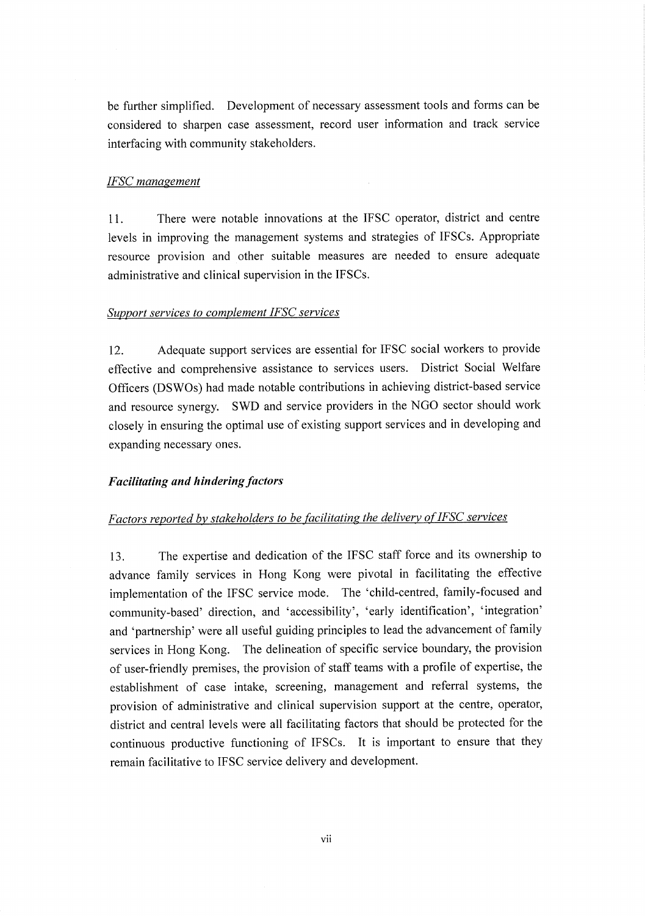be further simplified. Development of necessary assessment tools and forms can be considered to sharpen case assessment, record user information and track service interfacing with community stakeholders.

*IFSC management*

11. There were notable innovations at the IFSC operator, district and centre levels in improving the management systems and strategies of IFSCs. Appropriate resource provision and other suitable measures are needed to ensure adequate administrative and clinical supervision in the IFSCs.

*Support services to complement IFSC services*

12. Adequate support services are essential for IFSC social workers to provide effective and comprehensive assistance to services users. District Social Welfare Officers (DSWOs) had made notable contributions in achieving district-based service and resource synergy. SWD and service providers in the NGO sector should work closely in ensuring the optimal use of existing support services and in developing and expanding necessary ones.

***Facilitating and hindering factors***

*Factors reported by stakeholders to be facilitating the delivery of IFSC services*

13. The expertise and dedication of the IFSC staff force and its ownership to advance family services in Hong Kong were pivotal in facilitating the effective implementation of the IFSC service mode. The 'child-centred, family-focused and community-based' direction, and 'accessibility', 'early identification', 'integration' and 'partnership' were all useful guiding principles to lead the advancement of family services in Hong Kong. The delineation of specific service boundary, the provision of user-friendly premises, the provision of staff teams with a profile of expertise, the establishment of case intake, screening, management and referral systems, the provision of administrative and clinical supervision support at the centre, operator, district and central levels were all facilitating factors that should be protected for the continuous productive functioning of IFSCs. It is important to ensure that they remain facilitative to IFSC service delivery and development.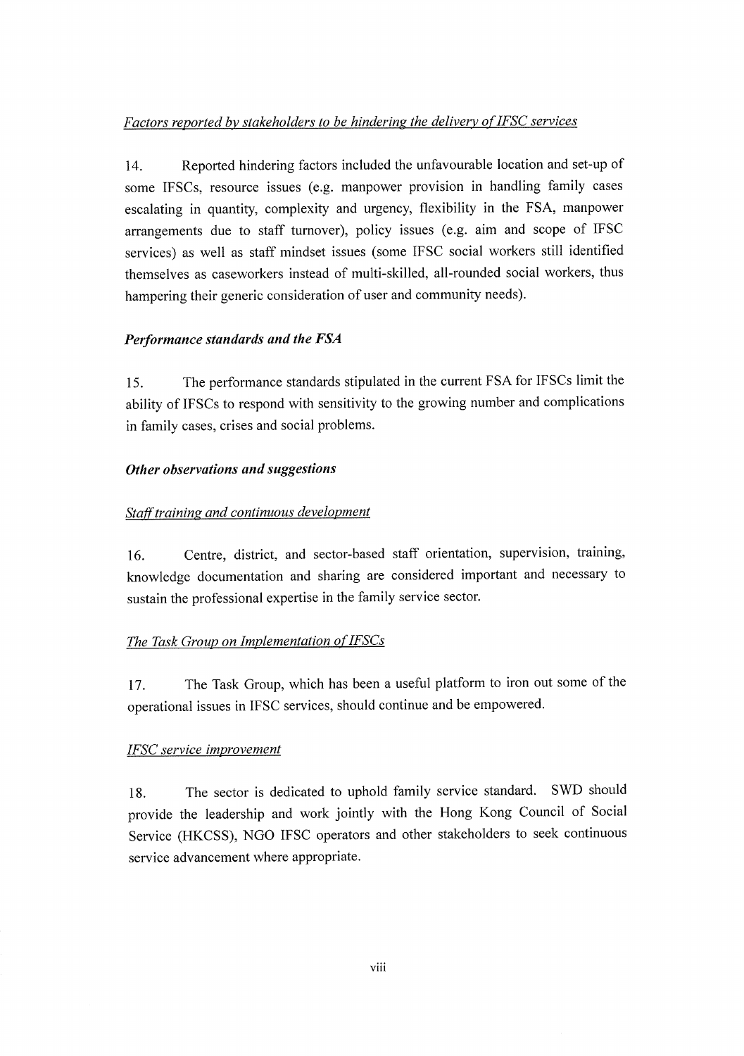*Factors reported by stakeholders to be hindering the delivery of IFSC services*

14. Reported hindering factors included the unfavourable location and set-up of some IFSCs, resource issues (e.g. manpower provision in handling family cases escalating in quantity, complexity and urgency, flexibility in the FSA, manpower arrangements due to staff turnover), policy issues (e.g. aim and scope of IFSC services) as well as staff mindset issues (some IFSC social workers still identified themselves as caseworkers instead of multi-skilled, all-rounded social workers, thus hampering their generic consideration of user and community needs).

### *Performance standards and the FSA*

15. The performance standards stipulated in the current FSA for IFSCs limit the ability of IFSCs to respond with sensitivity to the growing number and complications in family cases, crises and social problems.

### *Other observations and suggestions*

*Staff training and continuous development*

16. Centre, district, and sector-based staff orientation, supervision, training, knowledge documentation and sharing are considered important and necessary to sustain the professional expertise in the family service sector.

*The Task Group on Implementation of IFSCs*

17. The Task Group, which has been a useful platform to iron out some of the operational issues in IFSC services, should continue and be empowered.

*IFSC service improvement*

18. The sector is dedicated to uphold family service standard. SWD should provide the leadership and work jointly with the Hong Kong Council of Social Service (HKCSS), NGO IFSC operators and other stakeholders to seek continuous service advancement where appropriate.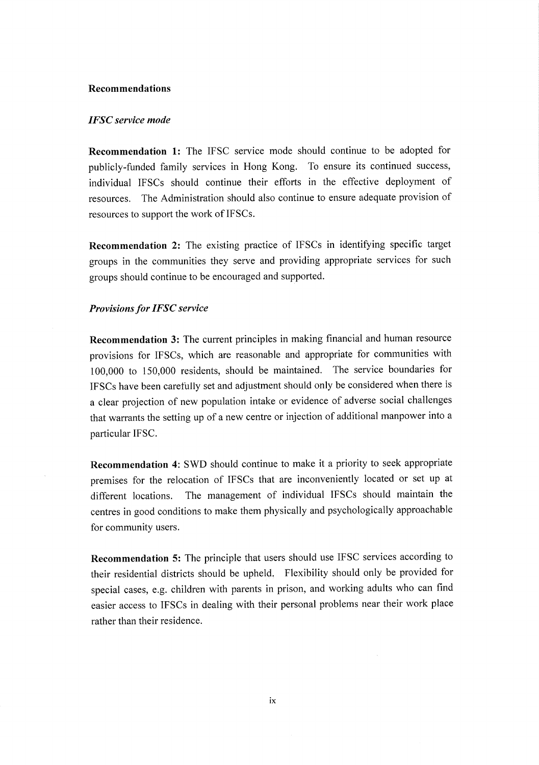## Recommendations

### *IFSC service mode*

**Recommendation 1:** The IFSC service mode should continue to be adopted for publicly-funded family services in Hong Kong. To ensure its continued success, individual IFSCs should continue their efforts in the effective deployment of resources. The Administration should also continue to ensure adequate provision of resources to support the work of IFSCs.

**Recommendation 2:** The existing practice of IFSCs in identifying specific target groups in the communities they serve and providing appropriate services for such groups should continue to be encouraged and supported.

### *Provisions for IFSC service*

**Recommendation 3:** The current principles in making financial and human resource provisions for IFSCs, which are reasonable and appropriate for communities with 100,000 to 150,000 residents, should be maintained. The service boundaries for IFSCs have been carefully set and adjustment should only be considered when there is a clear projection of new population intake or evidence of adverse social challenges that warrants the setting up of a new centre or injection of additional manpower into a particular IFSC.

**Recommendation 4**: SWD should continue to make it a priority to seek appropriate premises for the relocation of IFSCs that are inconveniently located or set up at different locations. The management of individual IFSCs should maintain the centres in good conditions to make them physically and psychologically approachable for community users.

**Recommendation 5:** The principle that users should use IFSC services according to their residential districts should be upheld. Flexibility should only be provided for special cases, e.g. children with parents in prison, and working adults who can find easier access to IFSCs in dealing with their personal problems near their work place rather than their residence.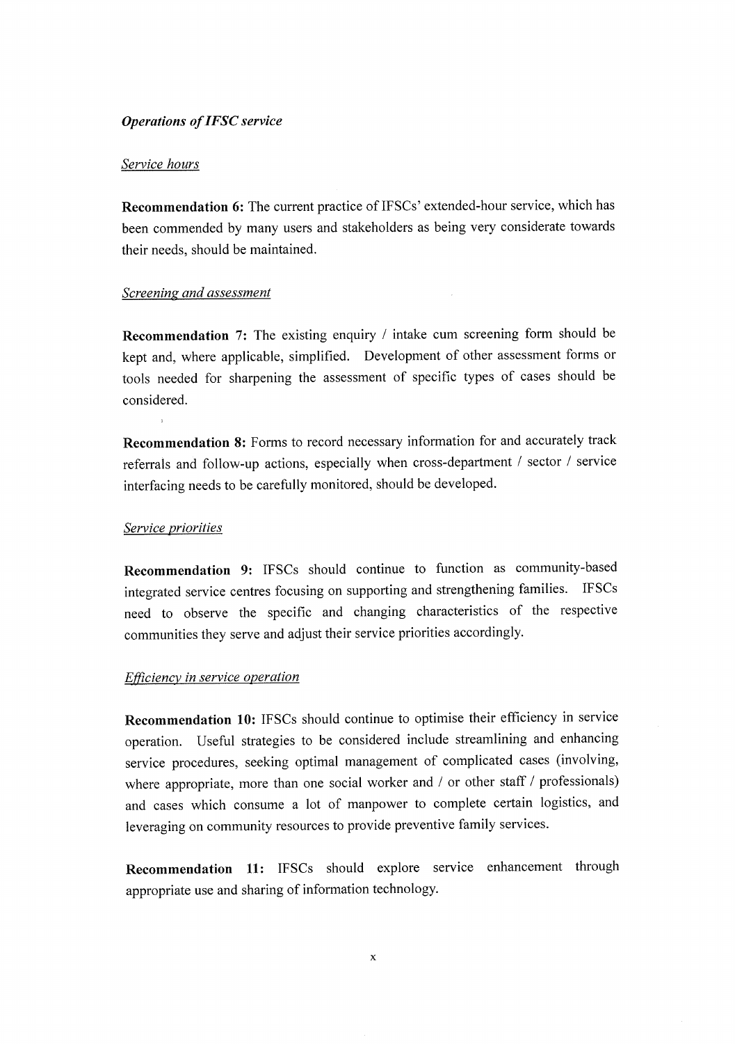*Operations of IFSC service*

*Service hours*

**Recommendation 6:** The current practice of IFSCs' extended-hour service, which has been commended by many users and stakeholders as being very considerate towards their needs, should be maintained.

*Screening and assessment*

**Recommendation 7:** The existing enquiry / intake cum screening form should be kept and, where applicable, simplified. Development of other assessment forms or tools needed for sharpening the assessment of specific types of cases should be considered.

**Recommendation 8:** Forms to record necessary information for and accurately track referrals and follow-up actions, especially when cross-department / sector / service interfacing needs to be carefully monitored, should be developed.

*Service priorities*

**Recommendation 9:** IFSCs should continue to function as community-based integrated service centres focusing on supporting and strengthening families. IFSCs need to observe the specific and changing characteristics of the respective communities they serve and adjust their service priorities accordingly.

*Efficiency in service operation*

**Recommendation 10:** IFSCs should continue to optimise their efficiency in service operation. Useful strategies to be considered include streamlining and enhancing service procedures, seeking optimal management of complicated cases (involving, where appropriate, more than one social worker and / or other staff / professionals) and cases which consume a lot of manpower to complete certain logistics, and leveraging on community resources to provide preventive family services.

**Recommendation 11:** IFSCs should explore service enhancement through appropriate use and sharing of information technology.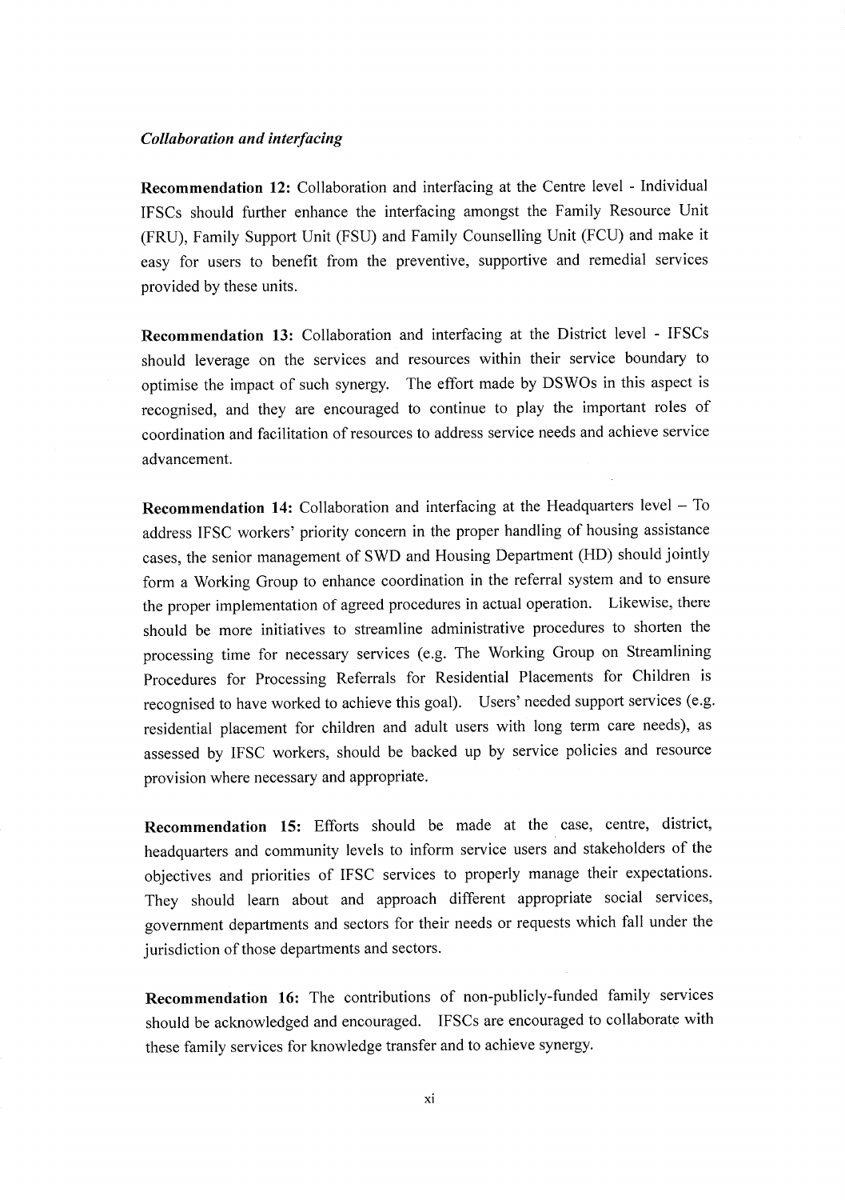*Collaboration and interfacing*

**Recommendation 12:** Collaboration and interfacing at the Centre level - Individual IFSCs should further enhance the interfacing amongst the Family Resource Unit (FRU), Family Support Unit (FSU) and Family Counselling Unit (FCU) and make it easy for users to benefit from the preventive, supportive and remedial services provided by these units.

**Recommendation 13:** Collaboration and interfacing at the District level - IFSCs should leverage on the services and resources within their service boundary to optimise the impact of such synergy. The effort made by DSWOs in this aspect is recognised, and they are encouraged to continue to play the important roles of coordination and facilitation of resources to address service needs and achieve service advancement.

**Recommendation 14:** Collaboration and interfacing at the Headquarters level – To address IFSC workers' priority concern in the proper handling of housing assistance cases, the senior management of SWD and Housing Department (HD) should jointly form a Working Group to enhance coordination in the referral system and to ensure the proper implementation of agreed procedures in actual operation. Likewise, there should be more initiatives to streamline administrative procedures to shorten the processing time for necessary services (e.g. The Working Group on Streamlining Procedures for Processing Referrals for Residential Placements for Children is recognised to have worked to achieve this goal). Users' needed support services (e.g. residential placement for children and adult users with long term care needs), as assessed by IFSC workers, should be backed up by service policies and resource provision where necessary and appropriate.

**Recommendation 15:** Efforts should be made at the case, centre, district, headquarters and community levels to inform service users and stakeholders of the objectives and priorities of IFSC services to properly manage their expectations. They should learn about and approach different appropriate social services, government departments and sectors for their needs or requests which fall under the jurisdiction of those departments and sectors.

**Recommendation 16:** The contributions of non-publicly-funded family services should be acknowledged and encouraged. IFSCs are encouraged to collaborate with these family services for knowledge transfer and to achieve synergy.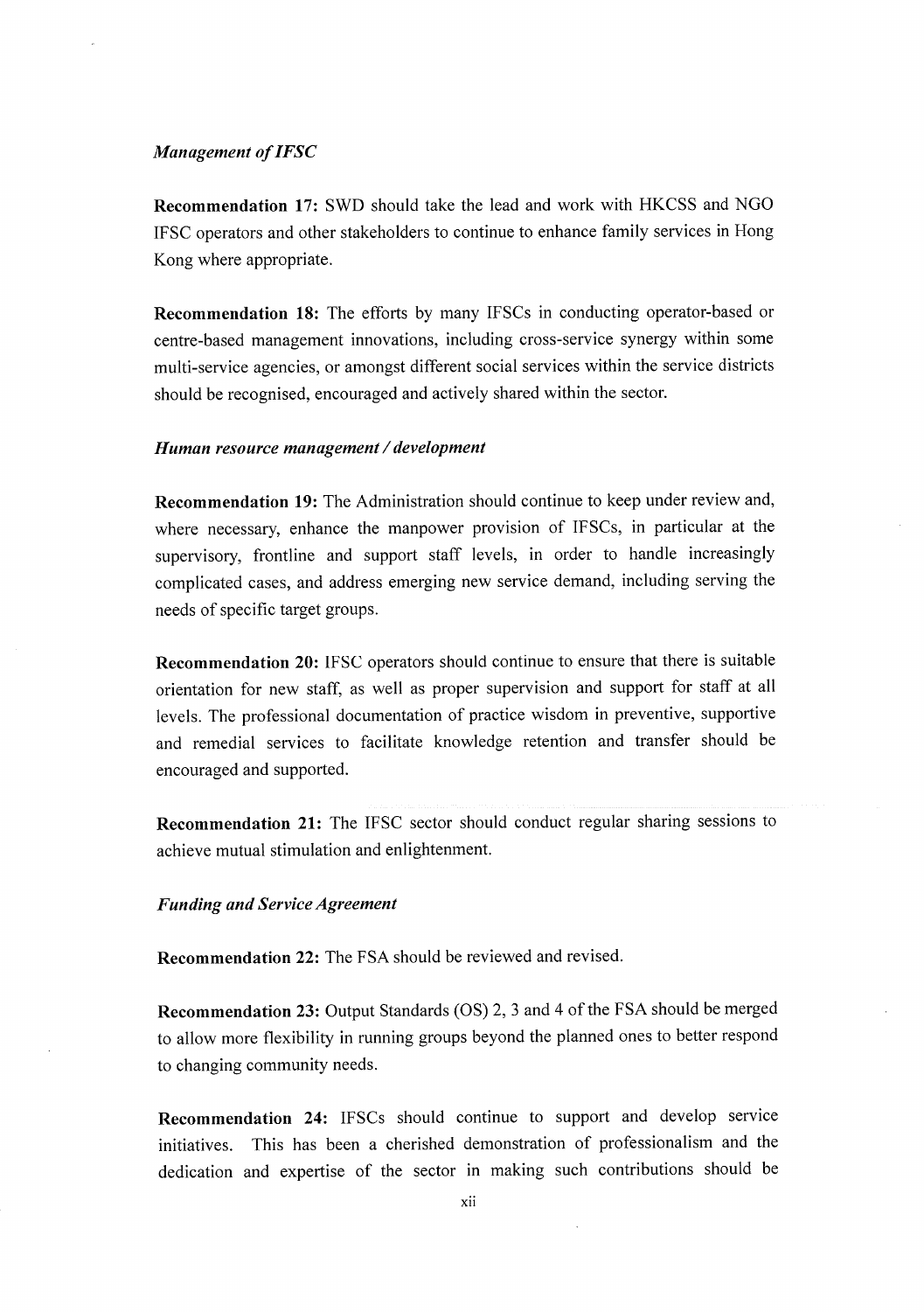*Management of IFSC*

**Recommendation 17:** SWD should take the lead and work with HKCSS and NGO IFSC operators and other stakeholders to continue to enhance family services in Hong Kong where appropriate.

**Recommendation 18:** The efforts by many IFSCs in conducting operator-based or centre-based management innovations, including cross-service synergy within some multi-service agencies, or amongst different social services within the service districts should be recognised, encouraged and actively shared within the sector.

***Human resource management / development***

**Recommendation 19:** The Administration should continue to keep under review and, where necessary, enhance the manpower provision of IFSCs, in particular at the supervisory, frontline and support staff levels, in order to handle increasingly complicated cases, and address emerging new service demand, including serving the needs of specific target groups.

**Recommendation 20:** IFSC operators should continue to ensure that there is suitable orientation for new staff, as well as proper supervision and support for staff at all levels. The professional documentation of practice wisdom in preventive, supportive and remedial services to facilitate knowledge retention and transfer should be encouraged and supported.

**Recommendation 21:** The IFSC sector should conduct regular sharing sessions to achieve mutual stimulation and enlightenment.

***Funding and Service Agreement***

**Recommendation 22:** The FSA should be reviewed and revised.

**Recommendation 23:** Output Standards (OS) 2, 3 and 4 of the FSA should be merged to allow more flexibility in running groups beyond the planned ones to better respond to changing community needs.

**Recommendation 24:** IFSCs should continue to support and develop service initiatives. This has been a cherished demonstration of professionalism and the dedication and expertise of the sector in making such contributions should be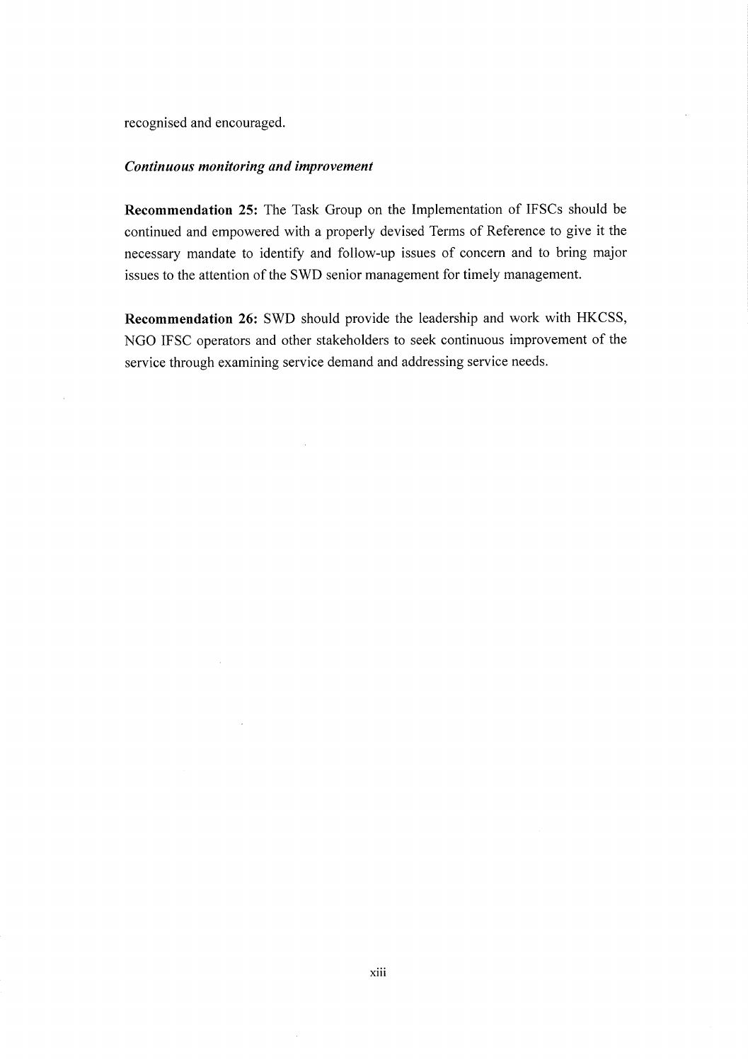recognised and encouraged.

***Continuous monitoring and improvement***

**Recommendation 25:** The Task Group on the Implementation of IFSCs should be continued and empowered with a properly devised Terms of Reference to give it the necessary mandate to identify and follow-up issues of concern and to bring major issues to the attention of the SWD senior management for timely management.

**Recommendation 26:** SWD should provide the leadership and work with HKCSS, NGO IFSC operators and other stakeholders to seek continuous improvement of the service through examining service demand and addressing service needs.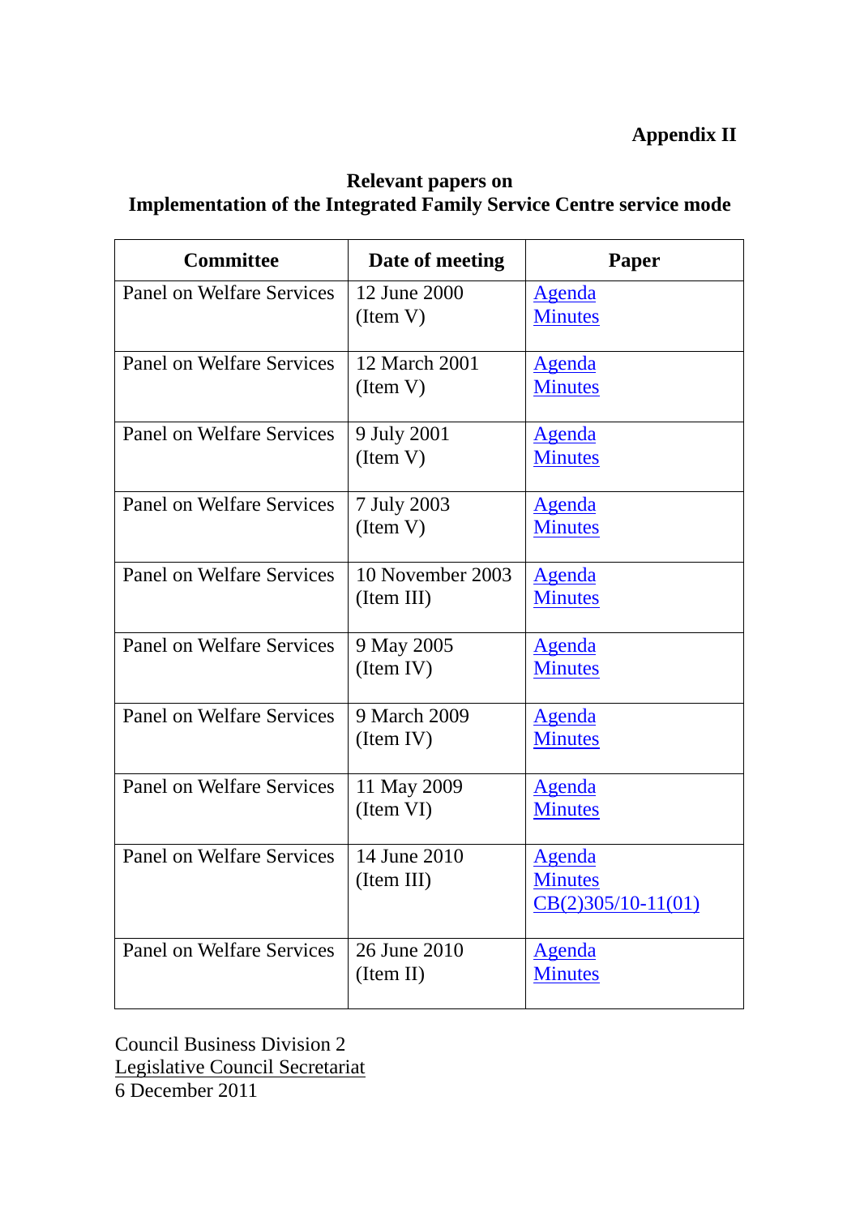**Appendix II**

**Relevant papers on**
**Implementation of the Integrated Family Service Centre service mode**

| Committee | Date of meeting | Paper |
|---|---|---|
| Panel on Welfare Services | 12 June 2000<br>(Item V) | Agenda<br>Minutes |
| Panel on Welfare Services | 12 March 2001<br>(Item V) | Agenda<br>Minutes |
| Panel on Welfare Services | 9 July 2001<br>(Item V) | Agenda<br>Minutes |
| Panel on Welfare Services | 7 July 2003<br>(Item V) | Agenda<br>Minutes |
| Panel on Welfare Services | 10 November 2003<br>(Item III) | Agenda<br>Minutes |
| Panel on Welfare Services | 9 May 2005<br>(Item IV) | Agenda<br>Minutes |
| Panel on Welfare Services | 9 March 2009<br>(Item IV) | Agenda<br>Minutes |
| Panel on Welfare Services | 11 May 2009<br>(Item VI) | Agenda<br>Minutes |
| Panel on Welfare Services | 14 June 2010<br>(Item III) | Agenda<br>Minutes<br>CB(2)305/10-11(01) |
| Panel on Welfare Services | 26 June 2010<br>(Item II) | Agenda<br>Minutes |

Council Business Division 2
Legislative Council Secretariat
6 December 2011